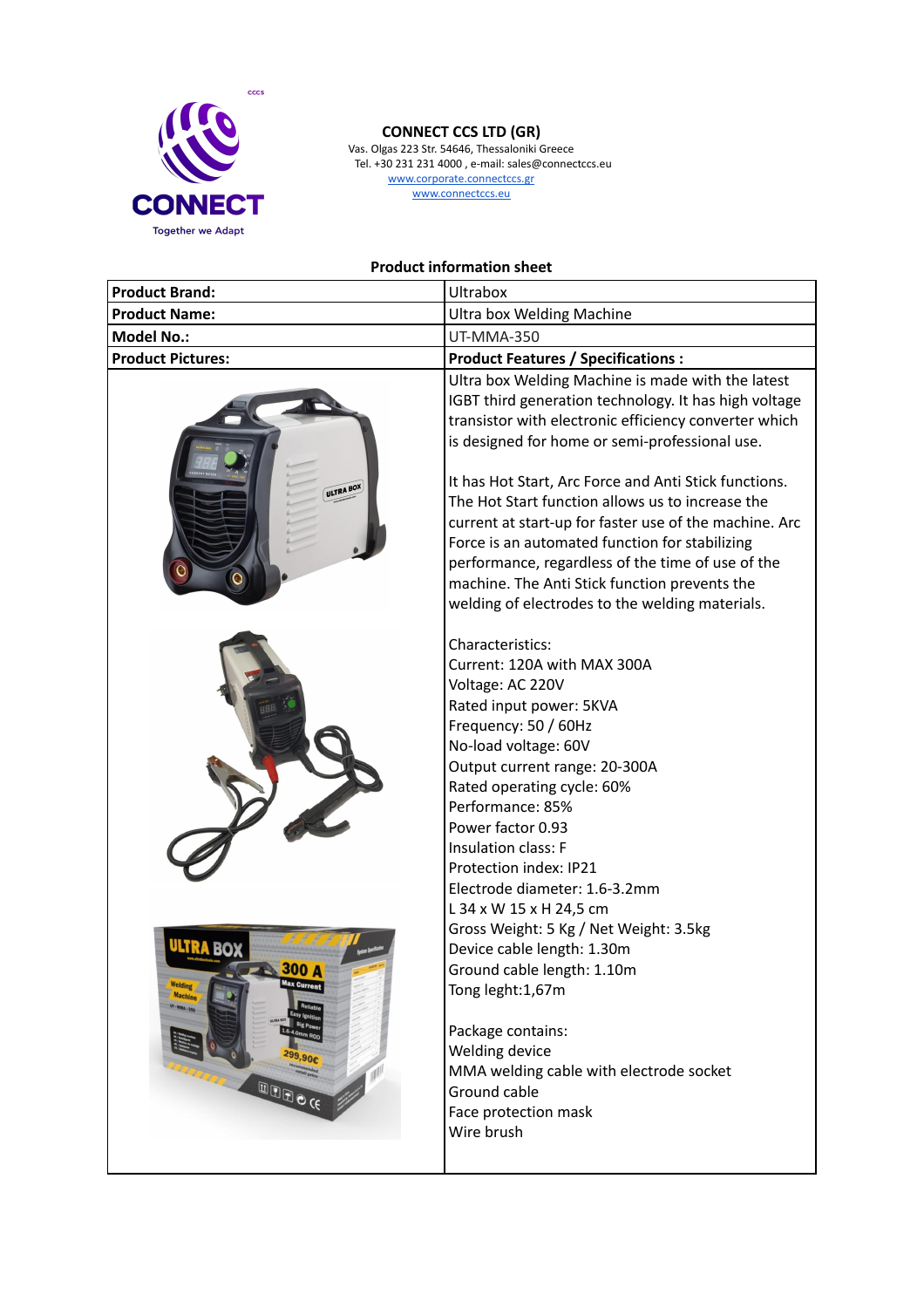**CONNECT CCS LTD (GR)**
Vas. Olgas 223 Str. 54646, Thessaloniki Greece
Tel. +30 231 231 4000 , e-mail: sales@connectccs.eu
www.corporate.connectccs.gr
www.connectccs.eu

**Product information sheet**

| **Product Brand:** | Ultrabox |
|---|---|
| **Product Name:** | Ultra box Welding Machine |
| **Model No.:** | UT-MMA-350 |
| **Product Pictures:** | **Product Features / Specifications :** |
| | Ultra box Welding Machine is made with the latest IGBT third generation technology. It has high voltage transistor with electronic efficiency converter which is designed for home or semi-professional use.<br><br>It has Hot Start, Arc Force and Anti Stick functions. The Hot Start function allows us to increase the current at start-up for faster use of the machine. Arc Force is an automated function for stabilizing performance, regardless of the time of use of the machine. The Anti Stick function prevents the welding of electrodes to the welding materials.<br><br>Characteristics:<br>Current: 120A with MAX 300A<br>Voltage: AC 220V<br>Rated input power: 5KVA<br>Frequency: 50 / 60Hz<br>No-load voltage: 60V<br>Output current range: 20-300A<br>Rated operating cycle: 60%<br>Performance: 85%<br>Power factor 0.93<br>Insulation class: F<br>Protection index: IP21<br>Electrode diameter: 1.6-3.2mm<br>L 34 x W 15 x H 24,5 cm<br>Gross Weight: 5 Kg / Net Weight: 3.5kg<br>Device cable length: 1.30m<br>Ground cable length: 1.10m<br>Tong leght:1,67m<br><br>Package contains:<br>Welding device<br>MMA welding cable with electrode socket<br>Ground cable<br>Face protection mask<br>Wire brush |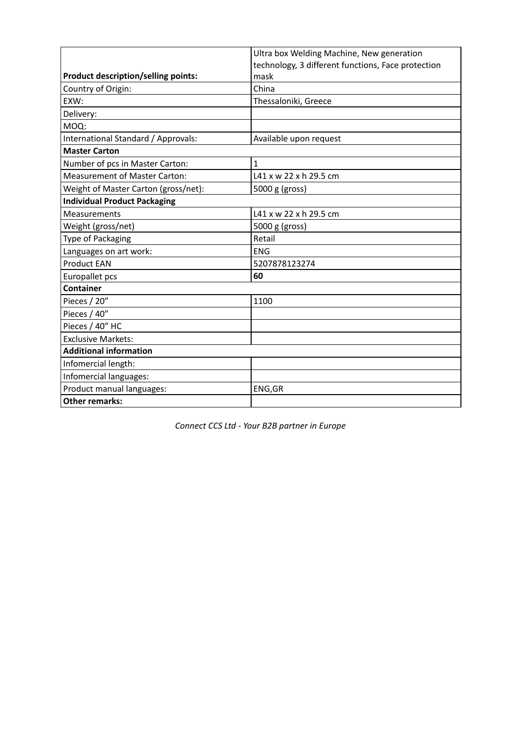| | |
|---|---|
| **Product description/selling points:** | Ultra box Welding Machine, New generation technology, 3 different functions, Face protection mask |
| Country of Origin: | China |
| EXW: | Thessaloniki, Greece |
| Delivery: | |
| MOQ: | |
| International Standard / Approvals: | Available upon request |
| **Master Carton** | |
| Number of pcs in Master Carton: | 1 |
| Measurement of Master Carton: | L41 x w 22 x h 29.5 cm |
| Weight of Master Carton (gross/net): | 5000 g (gross) |
| **Individual Product Packaging** | |
| Measurements | L41 x w 22 x h 29.5 cm |
| Weight (gross/net) | 5000 g (gross) |
| Type of Packaging | Retail |
| Languages on art work: | ENG |
| Product EAN | 5207878123274 |
| Europallet pcs | **60** |
| **Container** | |
| Pieces / 20” | 1100 |
| Pieces / 40” | |
| Pieces / 40” HC | |
| Exclusive Markets: | |
| **Additional information** | |
| Infomercial length: | |
| Infomercial languages: | |
| Product manual languages: | ENG,GR |
| **Other remarks:** | |

*Connect CCS Ltd - Your B2B partner in Europe*